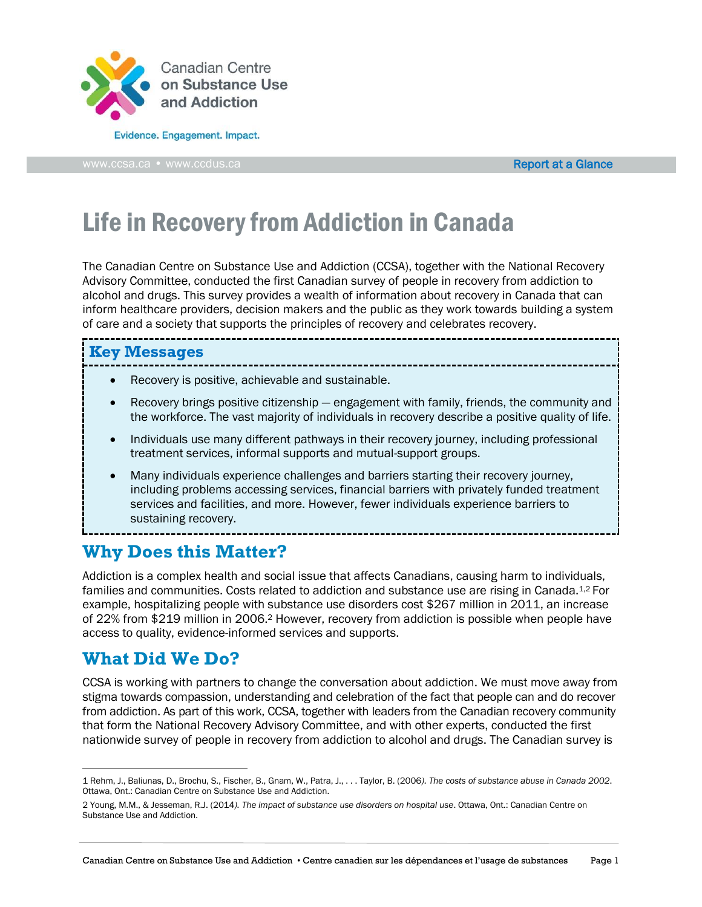Canadian Centre on Substance Use and Addiction

Evidence. Engagement. Impact.

www.ccsa.ca • www.ccdus.ca

Report at a Glance

# Life in Recovery from Addiction in Canada

The Canadian Centre on Substance Use and Addiction (CCSA), together with the National Recovery Advisory Committee, conducted the first Canadian survey of people in recovery from addiction to alcohol and drugs. This survey provides a wealth of information about recovery in Canada that can inform healthcare providers, decision makers and the public as they work towards building a system of care and a society that supports the principles of recovery and celebrates recovery.

## Key Messages

- Recovery is positive, achievable and sustainable.
- Recovery brings positive citizenship — engagement with family, friends, the community and the workforce. The vast majority of individuals in recovery describe a positive quality of life.
- Individuals use many different pathways in their recovery journey, including professional treatment services, informal supports and mutual-support groups.
- Many individuals experience challenges and barriers starting their recovery journey, including problems accessing services, financial barriers with privately funded treatment services and facilities, and more. However, fewer individuals experience barriers to sustaining recovery.

## Why Does this Matter?

Addiction is a complex health and social issue that affects Canadians, causing harm to individuals, families and communities. Costs related to addiction and substance use are rising in Canada.[1,2] For example, hospitalizing people with substance use disorders cost $267 million in 2011, an increase of 22% from $219 million in 2006.[2] However, recovery from addiction is possible when people have access to quality, evidence-informed services and supports.

## What Did We Do?

CCSA is working with partners to change the conversation about addiction. We must move away from stigma towards compassion, understanding and celebration of the fact that people can and do recover from addiction. As part of this work, CCSA, together with leaders from the Canadian recovery community that form the National Recovery Advisory Committee, and with other experts, conducted the first nationwide survey of people in recovery from addiction to alcohol and drugs. The Canadian survey is

---

1 Rehm, J., Baliunas, D., Brochu, S., Fischer, B., Gnam, W., Patra, J., . . . Taylor, B. (2006). *The costs of substance abuse in Canada 2002*. Ottawa, Ont.: Canadian Centre on Substance Use and Addiction.

2 Young, M.M., & Jesseman, R.J. (2014). *The impact of substance use disorders on hospital use*. Ottawa, Ont.: Canadian Centre on Substance Use and Addiction.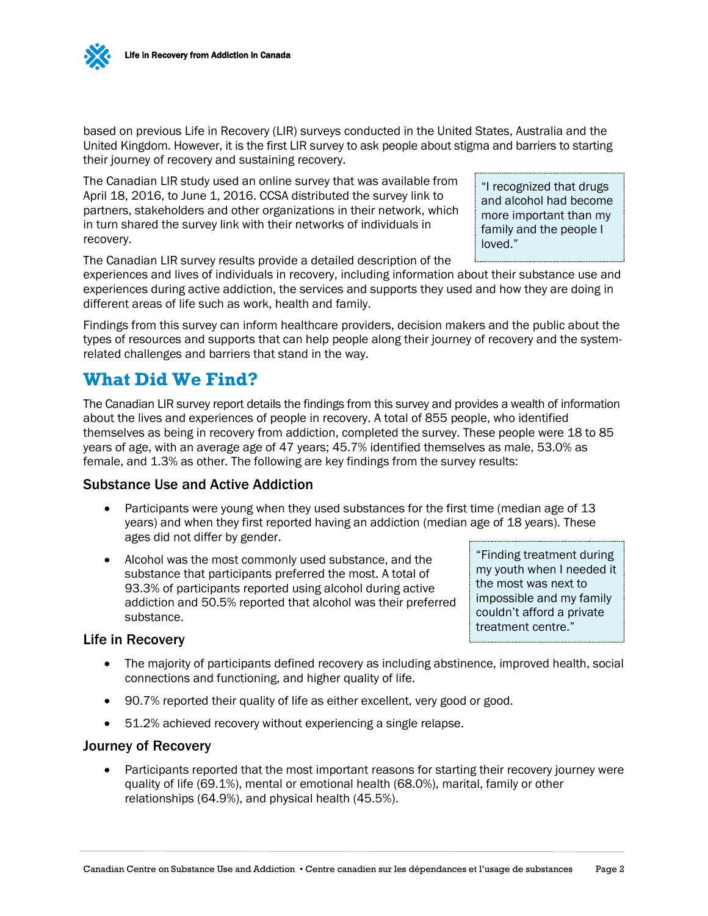based on previous Life in Recovery (LIR) surveys conducted in the United States, Australia and the United Kingdom. However, it is the first LIR survey to ask people about stigma and barriers to starting their journey of recovery and sustaining recovery.

The Canadian LIR study used an online survey that was available from April 18, 2016, to June 1, 2016. CCSA distributed the survey link to partners, stakeholders and other organizations in their network, which in turn shared the survey link with their networks of individuals in recovery.

> "I recognized that drugs and alcohol had become more important than my family and the people I loved."

The Canadian LIR survey results provide a detailed description of the experiences and lives of individuals in recovery, including information about their substance use and experiences during active addiction, the services and supports they used and how they are doing in different areas of life such as work, health and family.

Findings from this survey can inform healthcare providers, decision makers and the public about the types of resources and supports that can help people along their journey of recovery and the system-related challenges and barriers that stand in the way.

## What Did We Find?

The Canadian LIR survey report details the findings from this survey and provides a wealth of information about the lives and experiences of people in recovery. A total of 855 people, who identified themselves as being in recovery from addiction, completed the survey. These people were 18 to 85 years of age, with an average age of 47 years; 45.7% identified themselves as male, 53.0% as female, and 1.3% as other. The following are key findings from the survey results:

### Substance Use and Active Addiction

- Participants were young when they used substances for the first time (median age of 13 years) and when they first reported having an addiction (median age of 18 years). These ages did not differ by gender.
- Alcohol was the most commonly used substance, and the substance that participants preferred the most. A total of 93.3% of participants reported using alcohol during active addiction and 50.5% reported that alcohol was their preferred substance.

> "Finding treatment during my youth when I needed it the most was next to impossible and my family couldn't afford a private treatment centre."

### Life in Recovery

- The majority of participants defined recovery as including abstinence, improved health, social connections and functioning, and higher quality of life.
- 90.7% reported their quality of life as either excellent, very good or good.
- 51.2% achieved recovery without experiencing a single relapse.

### Journey of Recovery

- Participants reported that the most important reasons for starting their recovery journey were quality of life (69.1%), mental or emotional health (68.0%), marital, family or other relationships (64.9%), and physical health (45.5%).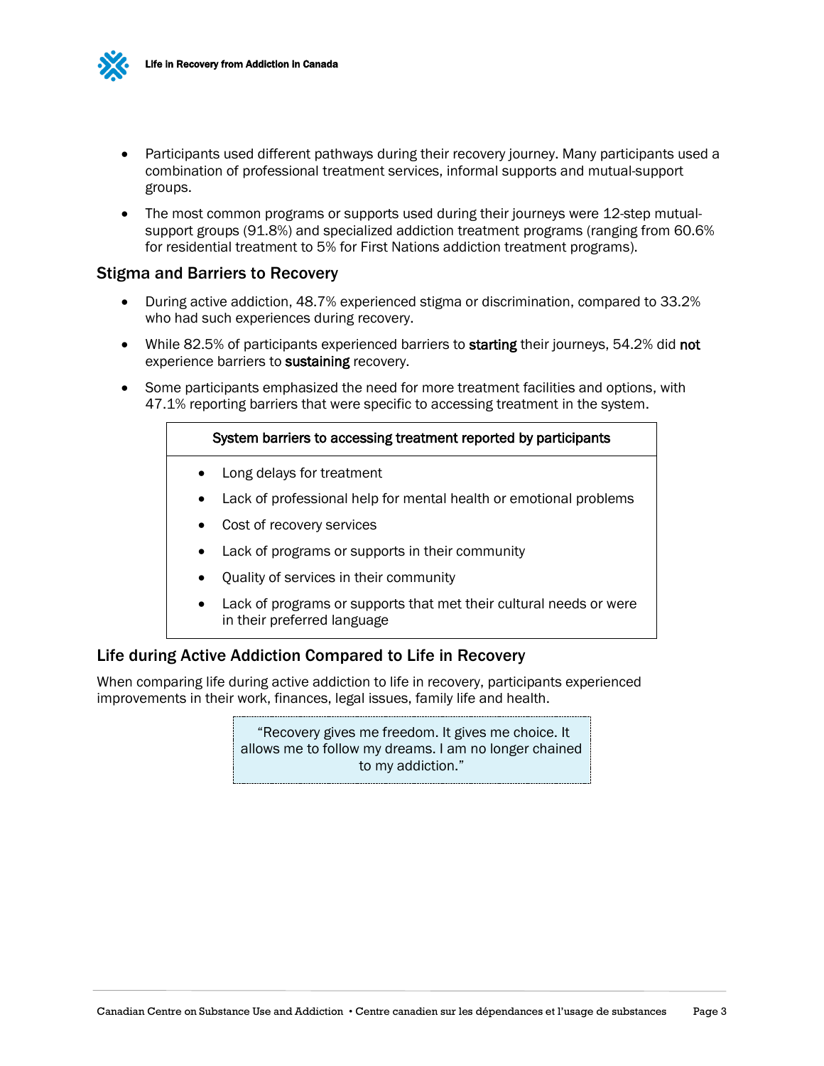- Participants used different pathways during their recovery journey. Many participants used a combination of professional treatment services, informal supports and mutual-support groups.
- The most common programs or supports used during their journeys were 12-step mutual-support groups (91.8%) and specialized addiction treatment programs (ranging from 60.6% for residential treatment to 5% for First Nations addiction treatment programs).

## Stigma and Barriers to Recovery

- During active addiction, 48.7% experienced stigma or discrimination, compared to 33.2% who had such experiences during recovery.
- While 82.5% of participants experienced barriers to **starting** their journeys, 54.2% did **not** experience barriers to **sustaining** recovery.
- Some participants emphasized the need for more treatment facilities and options, with 47.1% reporting barriers that were specific to accessing treatment in the system.

| System barriers to accessing treatment reported by participants |
|---|
| • Long delays for treatment<br>• Lack of professional help for mental health or emotional problems<br>• Cost of recovery services<br>• Lack of programs or supports in their community<br>• Quality of services in their community<br>• Lack of programs or supports that met their cultural needs or were in their preferred language |

## Life during Active Addiction Compared to Life in Recovery

When comparing life during active addiction to life in recovery, participants experienced improvements in their work, finances, legal issues, family life and health.

> "Recovery gives me freedom. It gives me choice. It allows me to follow my dreams. I am no longer chained to my addiction."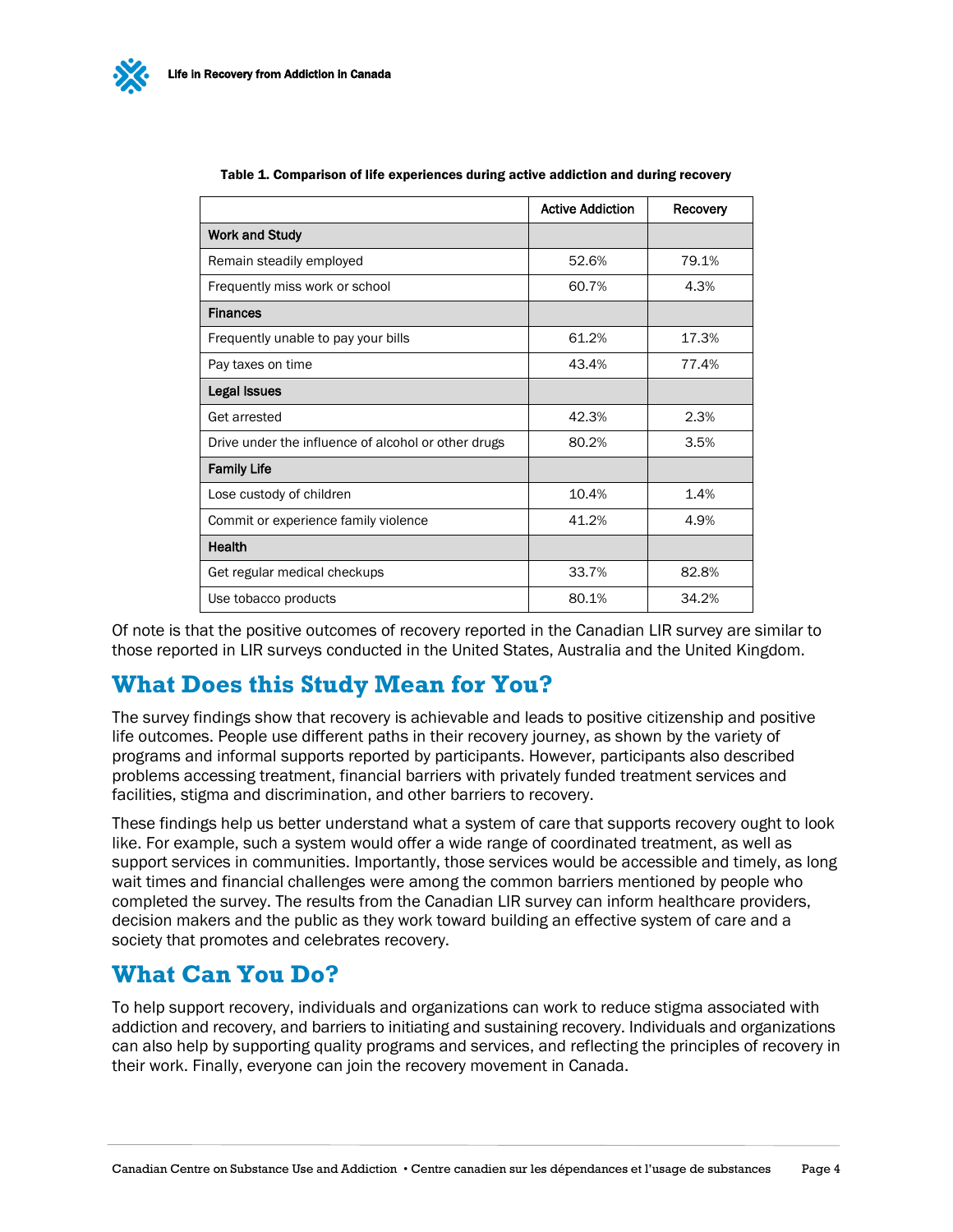**Table 1. Comparison of life experiences during active addiction and during recovery**

| | Active Addiction | Recovery |
|---|---|---|
| **Work and Study** | | |
| Remain steadily employed | 52.6% | 79.1% |
| Frequently miss work or school | 60.7% | 4.3% |
| **Finances** | | |
| Frequently unable to pay your bills | 61.2% | 17.3% |
| Pay taxes on time | 43.4% | 77.4% |
| **Legal Issues** | | |
| Get arrested | 42.3% | 2.3% |
| Drive under the influence of alcohol or other drugs | 80.2% | 3.5% |
| **Family Life** | | |
| Lose custody of children | 10.4% | 1.4% |
| Commit or experience family violence | 41.2% | 4.9% |
| **Health** | | |
| Get regular medical checkups | 33.7% | 82.8% |
| Use tobacco products | 80.1% | 34.2% |

Of note is that the positive outcomes of recovery reported in the Canadian LIR survey are similar to those reported in LIR surveys conducted in the United States, Australia and the United Kingdom.

## What Does this Study Mean for You?

The survey findings show that recovery is achievable and leads to positive citizenship and positive life outcomes. People use different paths in their recovery journey, as shown by the variety of programs and informal supports reported by participants. However, participants also described problems accessing treatment, financial barriers with privately funded treatment services and facilities, stigma and discrimination, and other barriers to recovery.

These findings help us better understand what a system of care that supports recovery ought to look like. For example, such a system would offer a wide range of coordinated treatment, as well as support services in communities. Importantly, those services would be accessible and timely, as long wait times and financial challenges were among the common barriers mentioned by people who completed the survey. The results from the Canadian LIR survey can inform healthcare providers, decision makers and the public as they work toward building an effective system of care and a society that promotes and celebrates recovery.

## What Can You Do?

To help support recovery, individuals and organizations can work to reduce stigma associated with addiction and recovery, and barriers to initiating and sustaining recovery. Individuals and organizations can also help by supporting quality programs and services, and reflecting the principles of recovery in their work. Finally, everyone can join the recovery movement in Canada.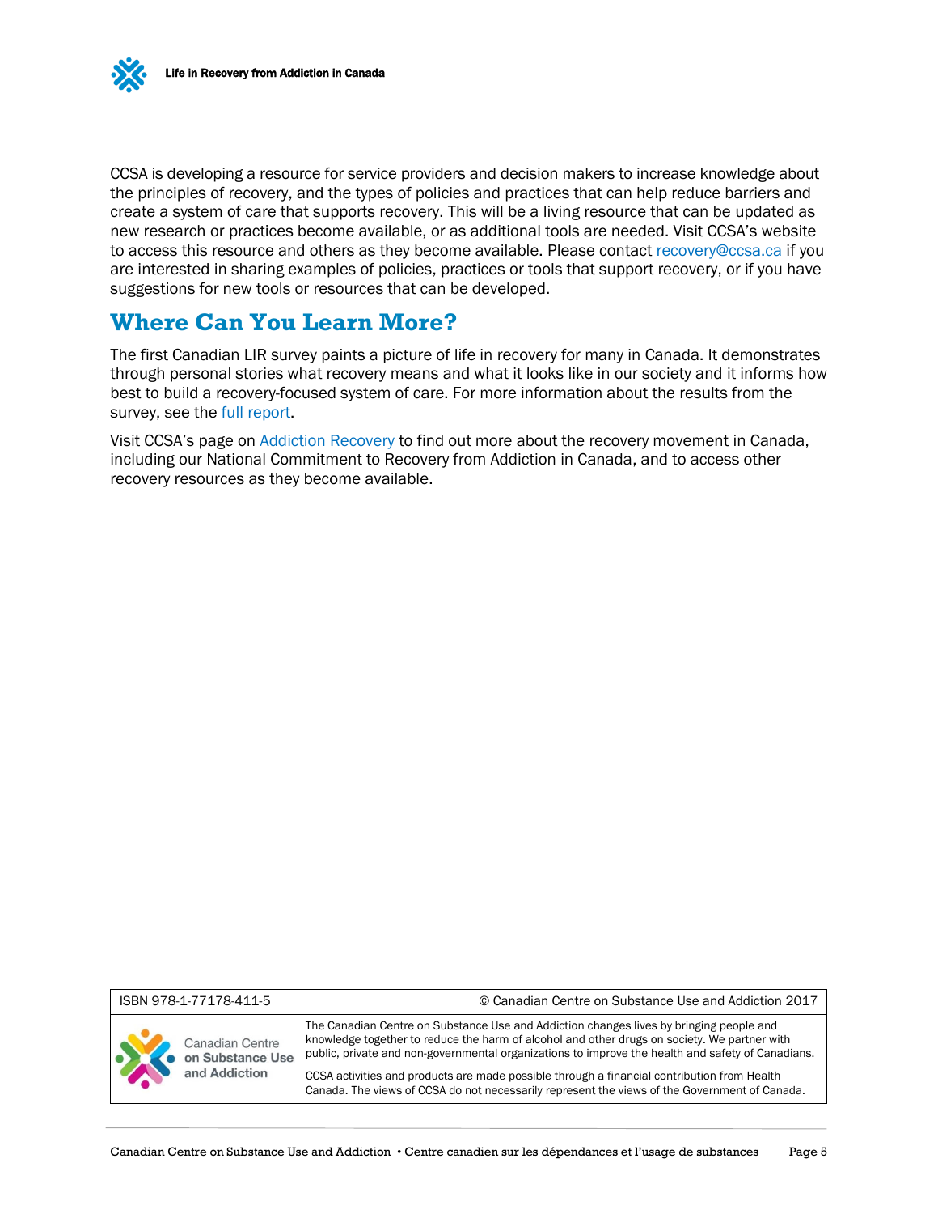CCSA is developing a resource for service providers and decision makers to increase knowledge about the principles of recovery, and the types of policies and practices that can help reduce barriers and create a system of care that supports recovery. This will be a living resource that can be updated as new research or practices become available, or as additional tools are needed. Visit CCSA's website to access this resource and others as they become available. Please contact recovery@ccsa.ca if you are interested in sharing examples of policies, practices or tools that support recovery, or if you have suggestions for new tools or resources that can be developed.

## Where Can You Learn More?

The first Canadian LIR survey paints a picture of life in recovery for many in Canada. It demonstrates through personal stories what recovery means and what it looks like in our society and it informs how best to build a recovery-focused system of care. For more information about the results from the survey, see the full report.

Visit CCSA's page on Addiction Recovery to find out more about the recovery movement in Canada, including our National Commitment to Recovery from Addiction in Canada, and to access other recovery resources as they become available.

ISBN 978-1-77178-411-5

© Canadian Centre on Substance Use and Addiction 2017

Canadian Centre on Substance Use and Addiction

The Canadian Centre on Substance Use and Addiction changes lives by bringing people and knowledge together to reduce the harm of alcohol and other drugs on society. We partner with public, private and non-governmental organizations to improve the health and safety of Canadians.

CCSA activities and products are made possible through a financial contribution from Health Canada. The views of CCSA do not necessarily represent the views of the Government of Canada.